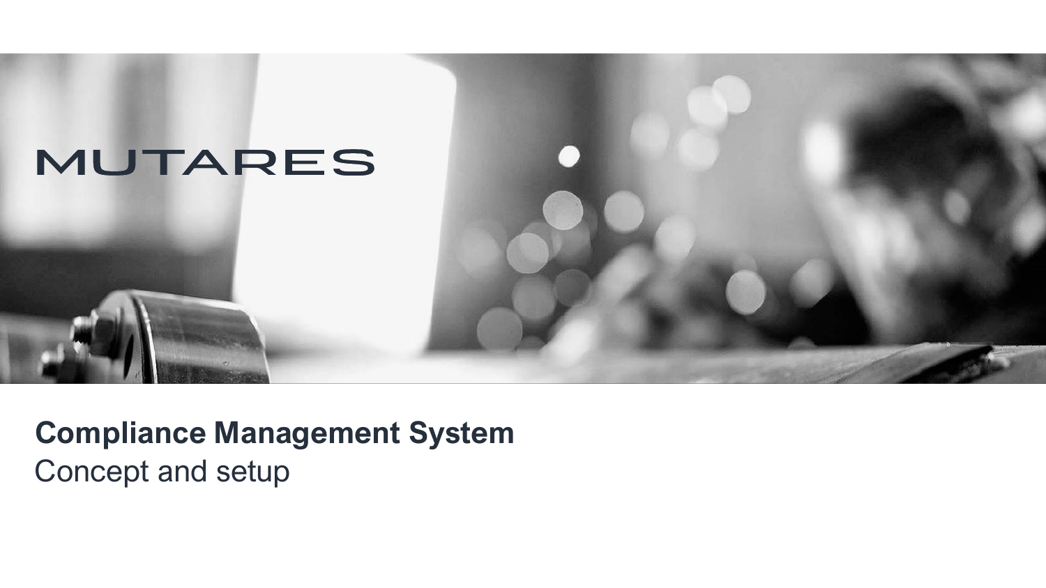MUTARES

# Compliance Management System

Concept and setup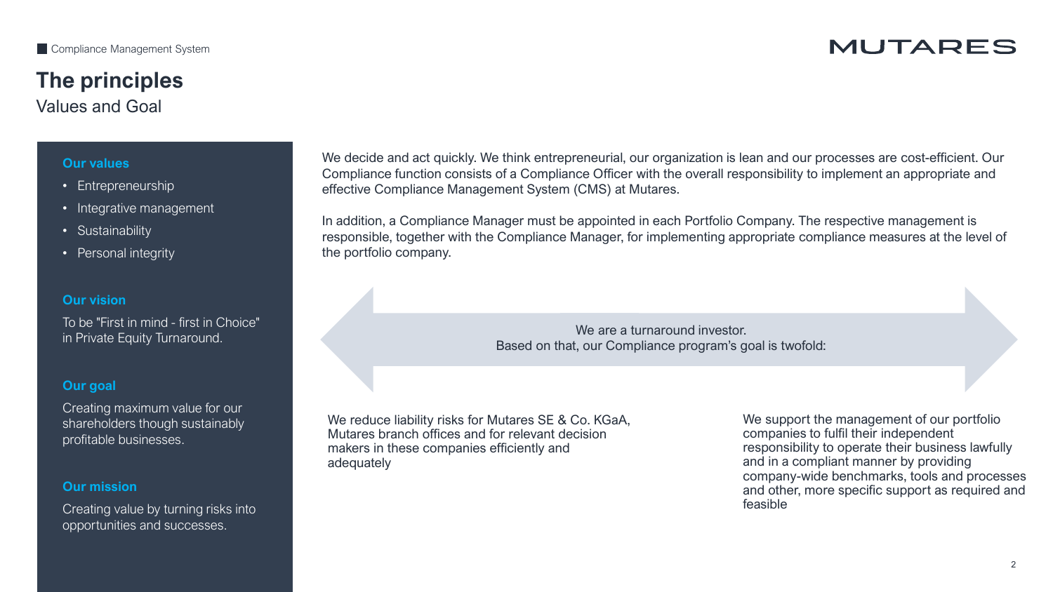Compliance Management System

# The principles

## Values and Goal

**Our values**

- Entrepreneurship
- Integrative management
- Sustainability
- Personal integrity

**Our vision**

To be "First in mind - first in Choice" in Private Equity Turnaround.

**Our goal**

Creating maximum value for our shareholders though sustainably profitable businesses.

**Our mission**

Creating value by turning risks into opportunities and successes.

We decide and act quickly. We think entrepreneurial, our organization is lean and our processes are cost-efficient. Our Compliance function consists of a Compliance Officer with the overall responsibility to implement an appropriate and effective Compliance Management System (CMS) at Mutares.

In addition, a Compliance Manager must be appointed in each Portfolio Company. The respective management is responsible, together with the Compliance Manager, for implementing appropriate compliance measures at the level of the portfolio company.

We are a turnaround investor.
Based on that, our Compliance program's goal is twofold:

We reduce liability risks for Mutares SE & Co. KGaA, Mutares branch offices and for relevant decision makers in these companies efficiently and adequately

We support the management of our portfolio companies to fulfil their independent responsibility to operate their business lawfully and in a compliant manner by providing company-wide benchmarks, tools and processes and other, more specific support as required and feasible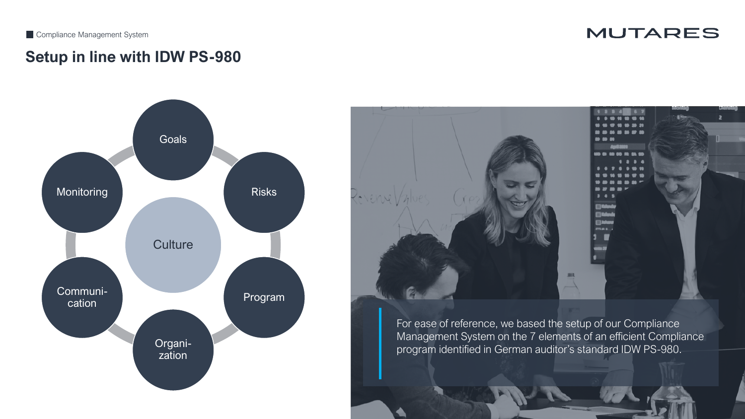Compliance Management System

## Setup in line with IDW PS-980

- Goals
- Risks
- Program
- Organi-zation
- Communi-cation
- Monitoring
- Culture

For ease of reference, we based the setup of our Compliance Management System on the 7 elements of an efficient Compliance program identified in German auditor's standard IDW PS-980.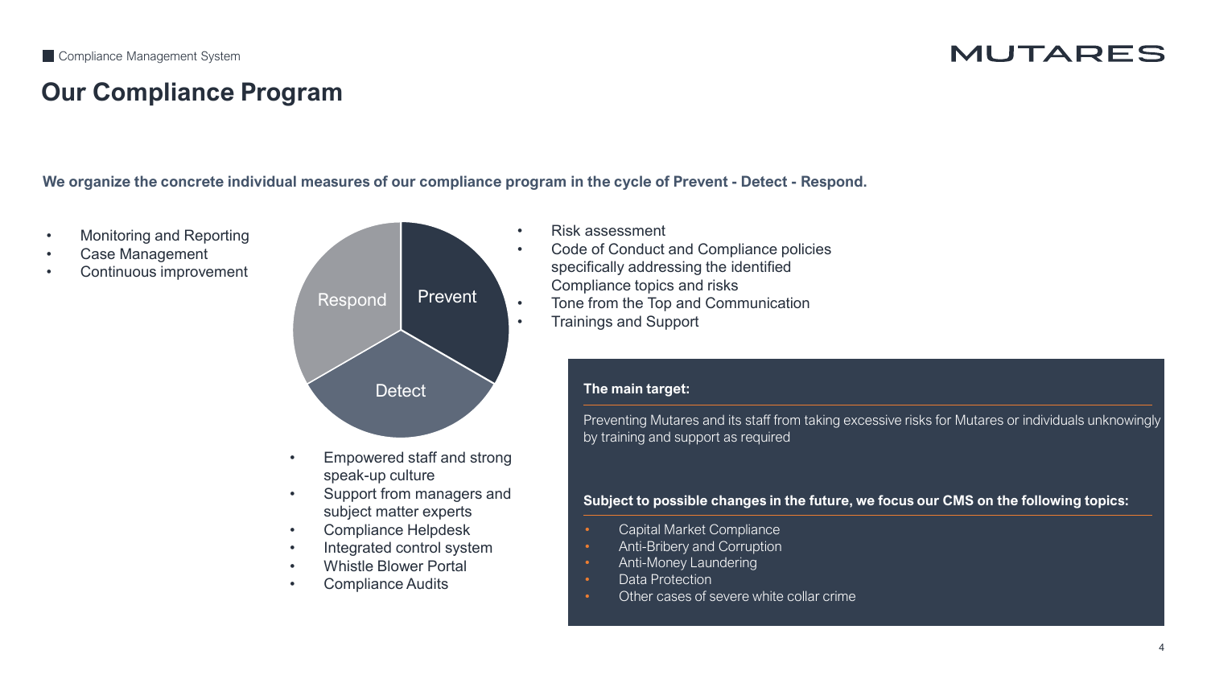Compliance Management System

# Our Compliance Program

**We organize the concrete individual measures of our compliance program in the cycle of Prevent - Detect - Respond.**

**Prevent**

- Risk assessment
- Code of Conduct and Compliance policies specifically addressing the identified Compliance topics and risks
- Tone from the Top and Communication
- Trainings and Support

**Detect**

- Empowered staff and strong speak-up culture
- Support from managers and subject matter experts
- Compliance Helpdesk
- Integrated control system
- Whistle Blower Portal
- Compliance Audits

**Respond**

- Monitoring and Reporting
- Case Management
- Continuous improvement

**The main target:**

Preventing Mutares and its staff from taking excessive risks for Mutares or individuals unknowingly by training and support as required

**Subject to possible changes in the future, we focus our CMS on the following topics:**

- Capital Market Compliance
- Anti-Bribery and Corruption
- Anti-Money Laundering
- Data Protection
- Other cases of severe white collar crime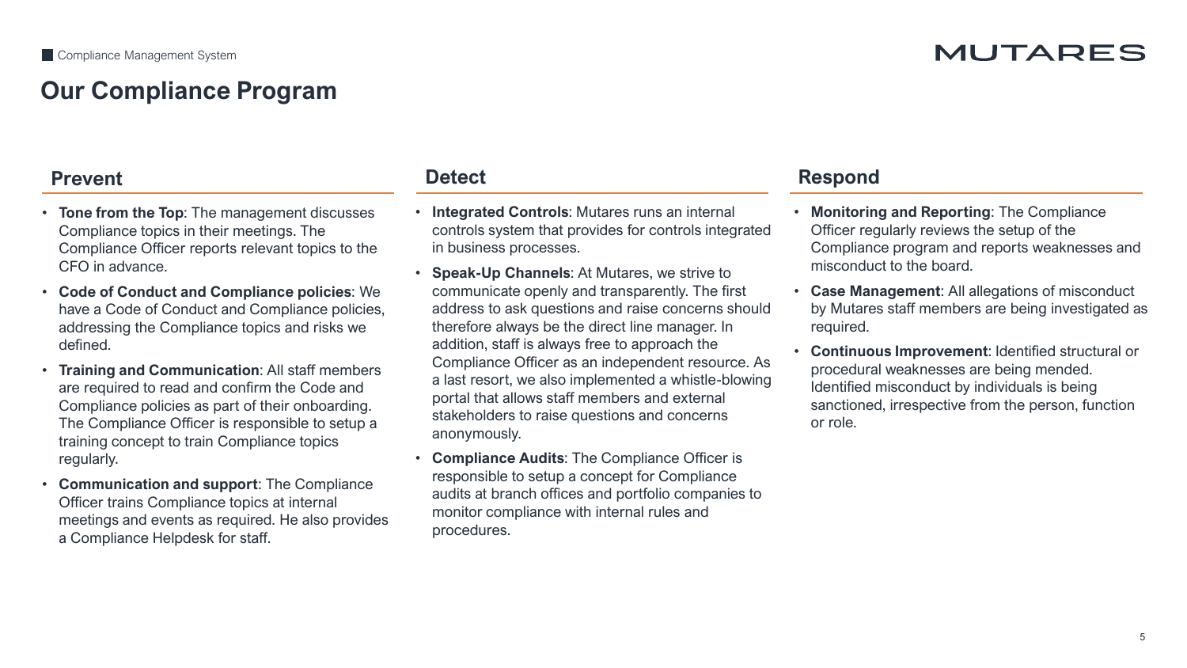# Our Compliance Program

## Prevent

- **Tone from the Top**: The management discusses Compliance topics in their meetings. The Compliance Officer reports relevant topics to the CFO in advance.
- **Code of Conduct and Compliance policies**: We have a Code of Conduct and Compliance policies, addressing the Compliance topics and risks we defined.
- **Training and Communication**: All staff members are required to read and confirm the Code and Compliance policies as part of their onboarding. The Compliance Officer is responsible to setup a training concept to train Compliance topics regularly.
- **Communication and support**: The Compliance Officer trains Compliance topics at internal meetings and events as required. He also provides a Compliance Helpdesk for staff.

## Detect

- **Integrated Controls**: Mutares runs an internal controls system that provides for controls integrated in business processes.
- **Speak-Up Channels**: At Mutares, we strive to communicate openly and transparently. The first address to ask questions and raise concerns should therefore always be the direct line manager. In addition, staff is always free to approach the Compliance Officer as an independent resource. As a last resort, we also implemented a whistle-blowing portal that allows staff members and external stakeholders to raise questions and concerns anonymously.
- **Compliance Audits**: The Compliance Officer is responsible to setup a concept for Compliance audits at branch offices and portfolio companies to monitor compliance with internal rules and procedures.

## Respond

- **Monitoring and Reporting**: The Compliance Officer regularly reviews the setup of the Compliance program and reports weaknesses and misconduct to the board.
- **Case Management**: All allegations of misconduct by Mutares staff members are being investigated as required.
- **Continuous Improvement**: Identified structural or procedural weaknesses are being mended. Identified misconduct by individuals is being sanctioned, irrespective from the person, function or role.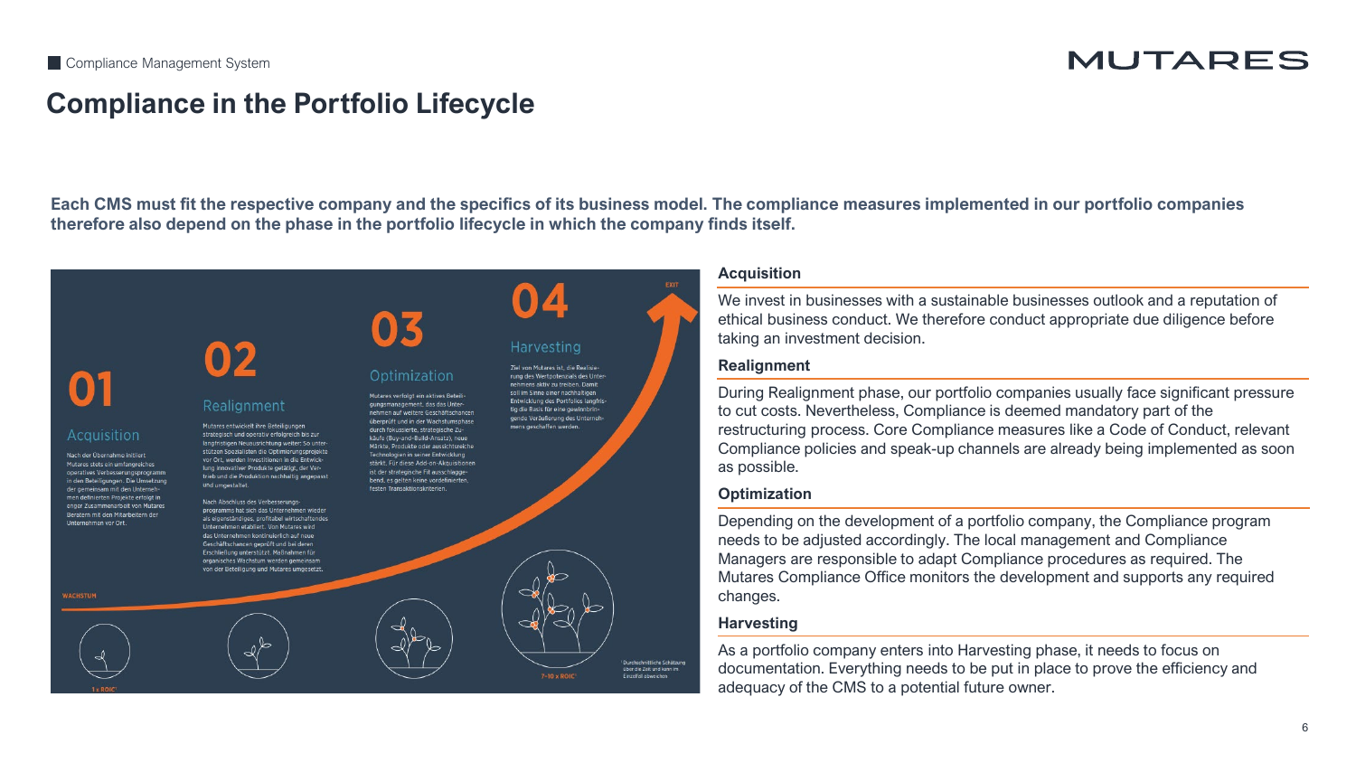# Compliance in the Portfolio Lifecycle

**Each CMS must fit the respective company and the specifics of its business model. The compliance measures implemented in our portfolio companies therefore also depend on the phase in the portfolio lifecycle in which the company finds itself.**

### Acquisition

We invest in businesses with a sustainable businesses outlook and a reputation of ethical business conduct. We therefore conduct appropriate due diligence before taking an investment decision.

### Realignment

During Realignment phase, our portfolio companies usually face significant pressure to cut costs. Nevertheless, Compliance is deemed mandatory part of the restructuring process. Core Compliance measures like a Code of Conduct, relevant Compliance policies and speak-up channels are already being implemented as soon as possible.

### Optimization

Depending on the development of a portfolio company, the Compliance program needs to be adjusted accordingly. The local management and Compliance Managers are responsible to adapt Compliance procedures as required. The Mutares Compliance Office monitors the development and supports any required changes.

### Harvesting

As a portfolio company enters into Harvesting phase, it needs to focus on documentation. Everything needs to be put in place to prove the efficiency and adequacy of the CMS to a potential future owner.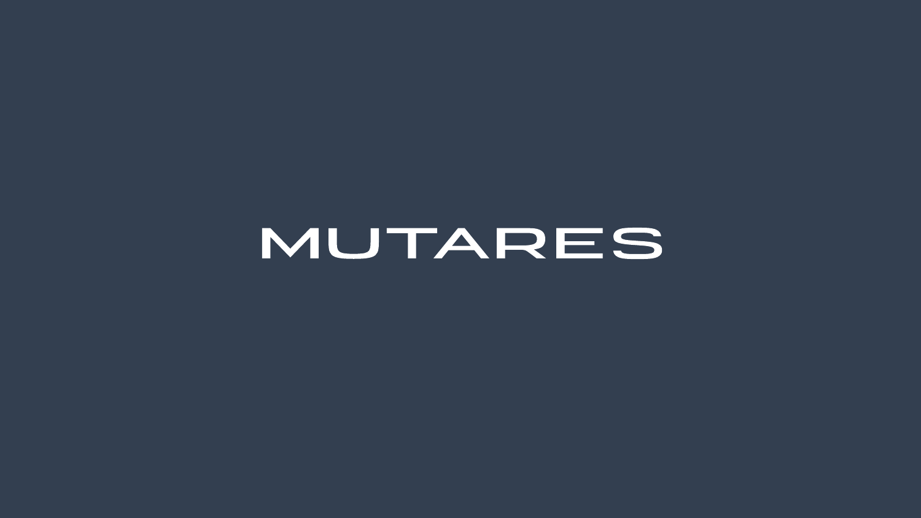MUTARES